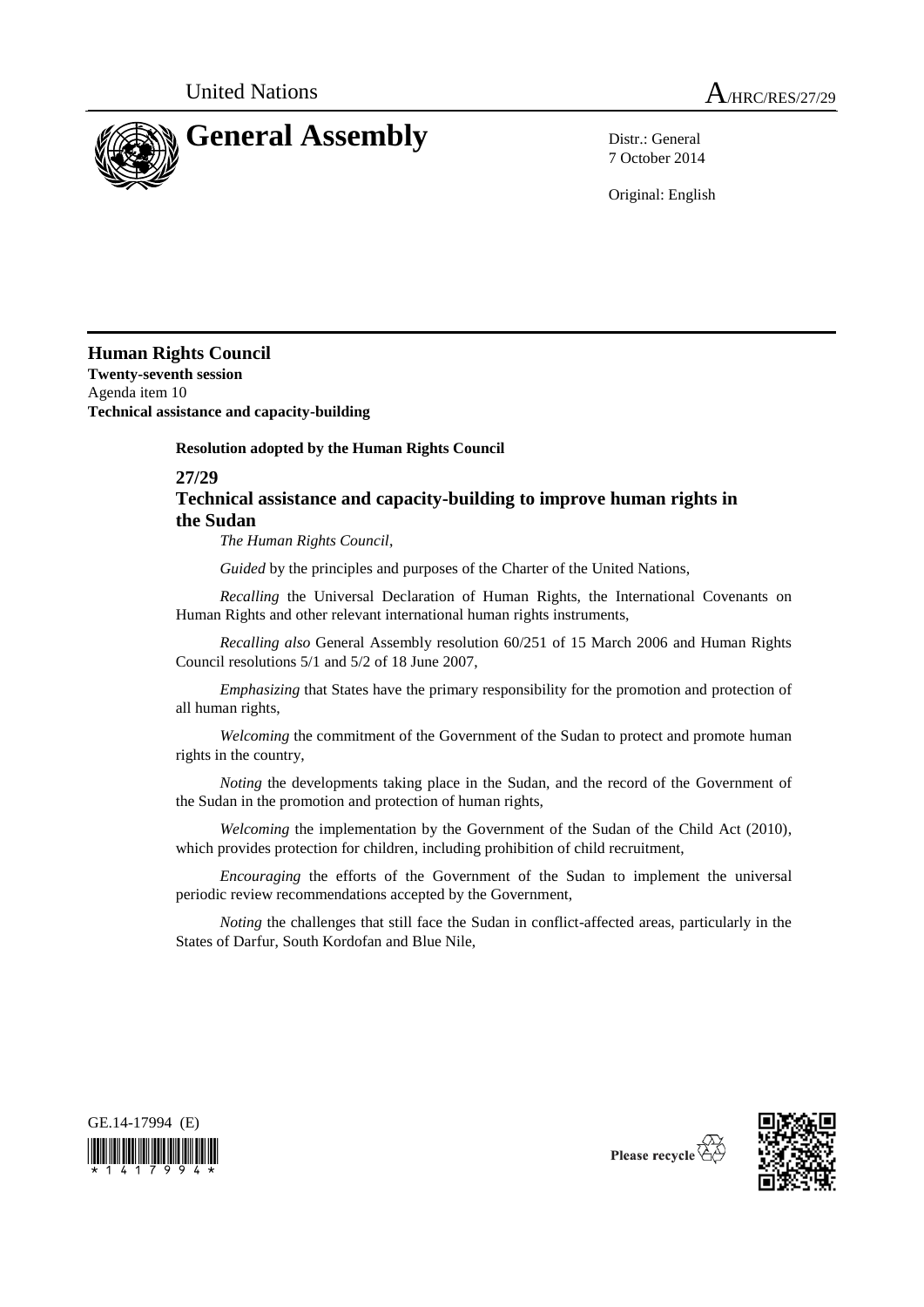United Nations A/HRC/RES/27/29

# General Assembly

Distr.: General
7 October 2014

Original: English

## Human Rights Council

**Twenty-seventh session**
Agenda item 10
**Technical assistance and capacity-building**

**Resolution adopted by the Human Rights Council**

### 27/29
### Technical assistance and capacity-building to improve human rights in the Sudan

*The Human Rights Council*,

*Guided* by the principles and purposes of the Charter of the United Nations,

*Recalling* the Universal Declaration of Human Rights, the International Covenants on Human Rights and other relevant international human rights instruments,

*Recalling also* General Assembly resolution 60/251 of 15 March 2006 and Human Rights Council resolutions 5/1 and 5/2 of 18 June 2007,

*Emphasizing* that States have the primary responsibility for the promotion and protection of all human rights,

*Welcoming* the commitment of the Government of the Sudan to protect and promote human rights in the country,

*Noting* the developments taking place in the Sudan, and the record of the Government of the Sudan in the promotion and protection of human rights,

*Welcoming* the implementation by the Government of the Sudan of the Child Act (2010), which provides protection for children, including prohibition of child recruitment,

*Encouraging* the efforts of the Government of the Sudan to implement the universal periodic review recommendations accepted by the Government,

*Noting* the challenges that still face the Sudan in conflict-affected areas, particularly in the States of Darfur, South Kordofan and Blue Nile,

GE.14-17994 (E)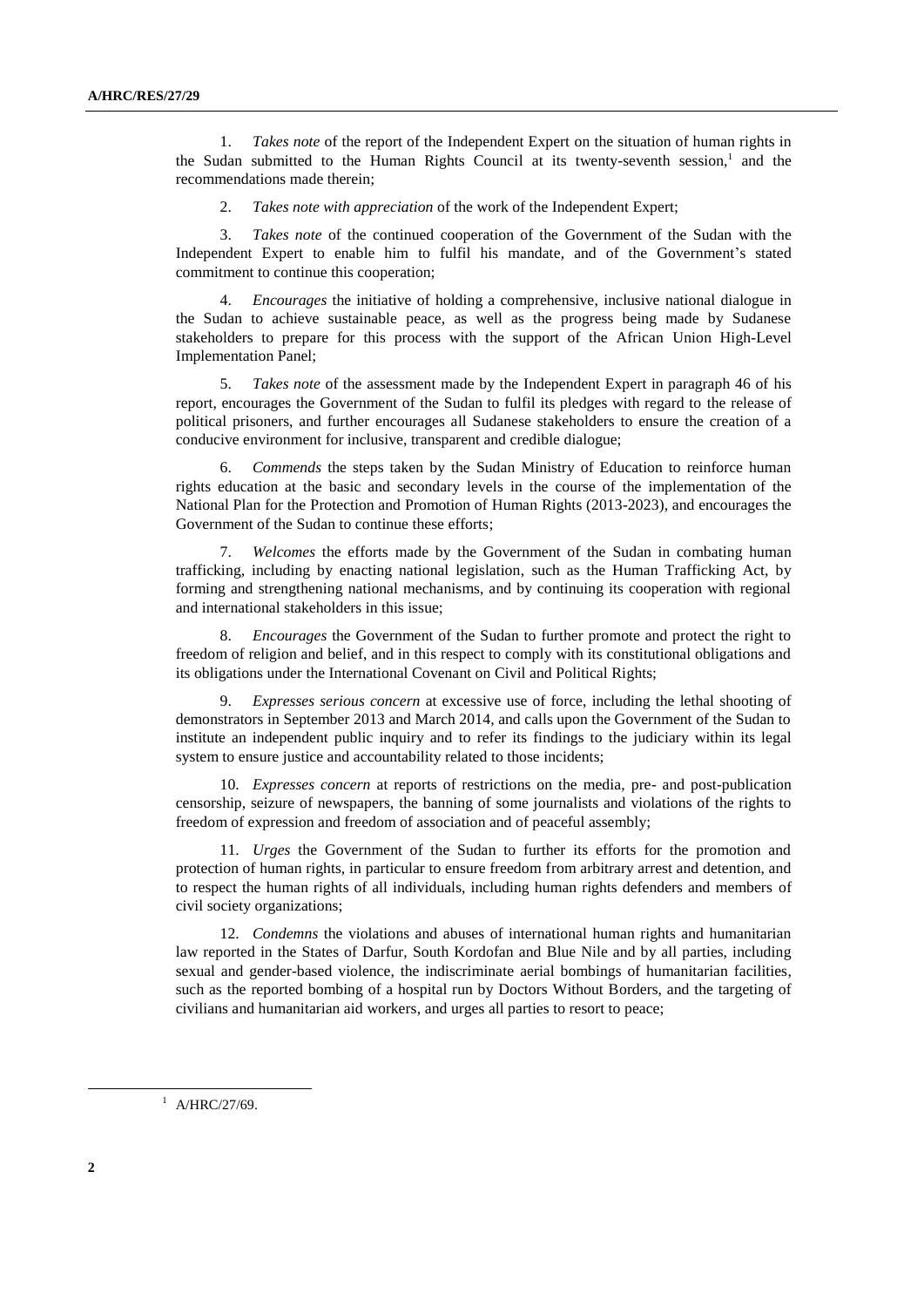1. *Takes note* of the report of the Independent Expert on the situation of human rights in the Sudan submitted to the Human Rights Council at its twenty-seventh session,[1] and the recommendations made therein;

2. *Takes note with appreciation* of the work of the Independent Expert;

3. *Takes note* of the continued cooperation of the Government of the Sudan with the Independent Expert to enable him to fulfil his mandate, and of the Government's stated commitment to continue this cooperation;

4. *Encourages* the initiative of holding a comprehensive, inclusive national dialogue in the Sudan to achieve sustainable peace, as well as the progress being made by Sudanese stakeholders to prepare for this process with the support of the African Union High-Level Implementation Panel;

5. *Takes note* of the assessment made by the Independent Expert in paragraph 46 of his report, encourages the Government of the Sudan to fulfil its pledges with regard to the release of political prisoners, and further encourages all Sudanese stakeholders to ensure the creation of a conducive environment for inclusive, transparent and credible dialogue;

6. *Commends* the steps taken by the Sudan Ministry of Education to reinforce human rights education at the basic and secondary levels in the course of the implementation of the National Plan for the Protection and Promotion of Human Rights (2013-2023), and encourages the Government of the Sudan to continue these efforts;

7. *Welcomes* the efforts made by the Government of the Sudan in combating human trafficking, including by enacting national legislation, such as the Human Trafficking Act, by forming and strengthening national mechanisms, and by continuing its cooperation with regional and international stakeholders in this issue;

8. *Encourages* the Government of the Sudan to further promote and protect the right to freedom of religion and belief, and in this respect to comply with its constitutional obligations and its obligations under the International Covenant on Civil and Political Rights;

9. *Expresses serious concern* at excessive use of force, including the lethal shooting of demonstrators in September 2013 and March 2014, and calls upon the Government of the Sudan to institute an independent public inquiry and to refer its findings to the judiciary within its legal system to ensure justice and accountability related to those incidents;

10. *Expresses concern* at reports of restrictions on the media, pre- and post-publication censorship, seizure of newspapers, the banning of some journalists and violations of the rights to freedom of expression and freedom of association and of peaceful assembly;

11. *Urges* the Government of the Sudan to further its efforts for the promotion and protection of human rights, in particular to ensure freedom from arbitrary arrest and detention, and to respect the human rights of all individuals, including human rights defenders and members of civil society organizations;

12. *Condemns* the violations and abuses of international human rights and humanitarian law reported in the States of Darfur, South Kordofan and Blue Nile and by all parties, including sexual and gender-based violence, the indiscriminate aerial bombings of humanitarian facilities, such as the reported bombing of a hospital run by Doctors Without Borders, and the targeting of civilians and humanitarian aid workers, and urges all parties to resort to peace;

[1] A/HRC/27/69.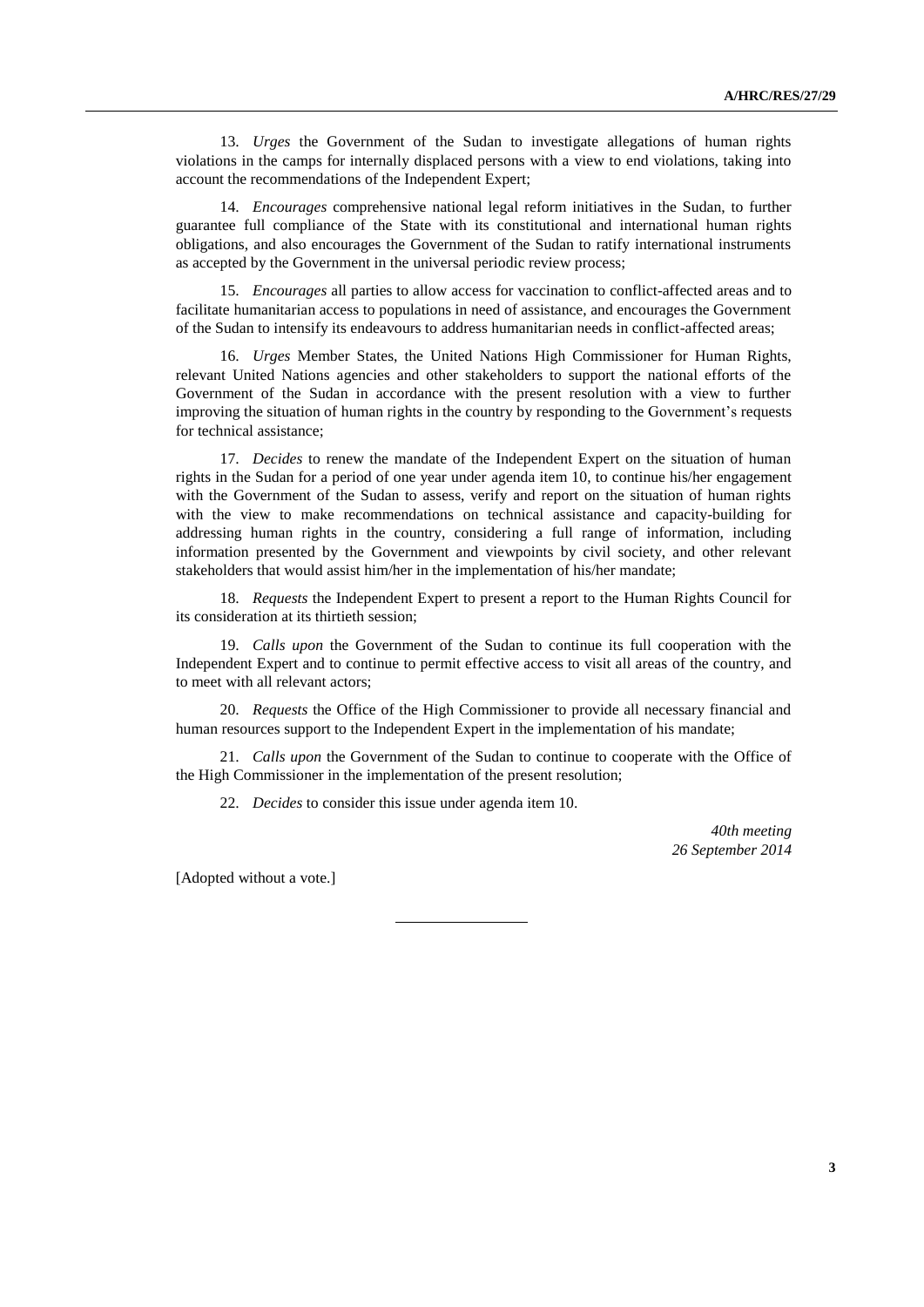13. *Urges* the Government of the Sudan to investigate allegations of human rights violations in the camps for internally displaced persons with a view to end violations, taking into account the recommendations of the Independent Expert;

14. *Encourages* comprehensive national legal reform initiatives in the Sudan, to further guarantee full compliance of the State with its constitutional and international human rights obligations, and also encourages the Government of the Sudan to ratify international instruments as accepted by the Government in the universal periodic review process;

15. *Encourages* all parties to allow access for vaccination to conflict-affected areas and to facilitate humanitarian access to populations in need of assistance, and encourages the Government of the Sudan to intensify its endeavours to address humanitarian needs in conflict-affected areas;

16. *Urges* Member States, the United Nations High Commissioner for Human Rights, relevant United Nations agencies and other stakeholders to support the national efforts of the Government of the Sudan in accordance with the present resolution with a view to further improving the situation of human rights in the country by responding to the Government's requests for technical assistance;

17. *Decides* to renew the mandate of the Independent Expert on the situation of human rights in the Sudan for a period of one year under agenda item 10, to continue his/her engagement with the Government of the Sudan to assess, verify and report on the situation of human rights with the view to make recommendations on technical assistance and capacity-building for addressing human rights in the country, considering a full range of information, including information presented by the Government and viewpoints by civil society, and other relevant stakeholders that would assist him/her in the implementation of his/her mandate;

18. *Requests* the Independent Expert to present a report to the Human Rights Council for its consideration at its thirtieth session;

19. *Calls upon* the Government of the Sudan to continue its full cooperation with the Independent Expert and to continue to permit effective access to visit all areas of the country, and to meet with all relevant actors;

20. *Requests* the Office of the High Commissioner to provide all necessary financial and human resources support to the Independent Expert in the implementation of his mandate;

21. *Calls upon* the Government of the Sudan to continue to cooperate with the Office of the High Commissioner in the implementation of the present resolution;

22. *Decides* to consider this issue under agenda item 10.

*40th meeting*
*26 September 2014*

[Adopted without a vote.]